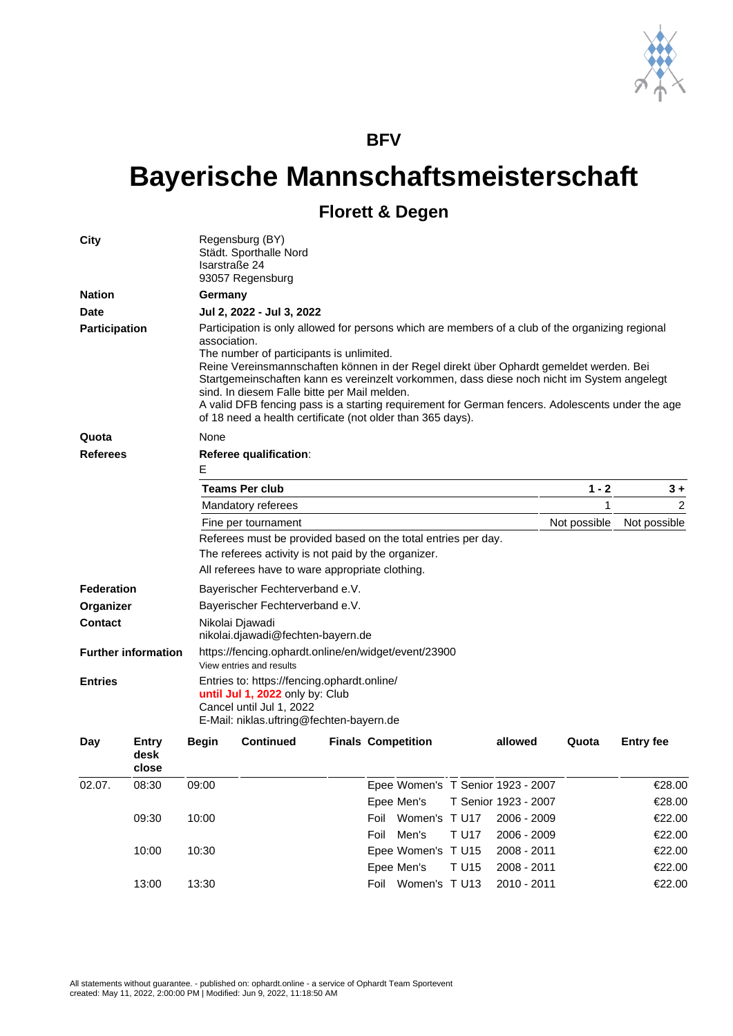**BFV**

# Bayerische Mannschaftsmeisterschaft

## Florett & Degen

**City**

Regensburg (BY)
Städt. Sporthalle Nord
Isarstraße 24
93057 Regensburg

**Nation**

**Germany**

**Date**

**Jul 2, 2022 - Jul 3, 2022**

**Participation**

Participation is only allowed for persons which are members of a club of the organizing regional association.
The number of participants is unlimited.
Reine Vereinsmannschaften können in der Regel direkt über Ophardt gemeldet werden. Bei Startgemeinschaften kann es vereinzelt vorkommen, dass diese noch nicht im System angelegt sind. In diesem Falle bitte per Mail melden.
A valid DFB fencing pass is a starting requirement for German fencers. Adolescents under the age of 18 need a health certificate (not older than 365 days).

**Quota**

None

**Referees**

**Referee qualification**:
E

| Teams Per club | 1 - 2 | 3 + |
|---|---|---|
| Mandatory referees | 1 | 2 |
| Fine per tournament | Not possible | Not possible |

Referees must be provided based on the total entries per day.
The referees activity is not paid by the organizer.
All referees have to ware appropriate clothing.

**Federation**

Bayerischer Fechterverband e.V.

**Organizer**

Bayerischer Fechterverband e.V.

**Contact**

Nikolai Djawadi
nikolai.djawadi@fechten-bayern.de

**Further information**

https://fencing.ophardt.online/en/widget/event/23900
View entries and results

**Entries**

Entries to: https://fencing.ophardt.online/
**until Jul 1, 2022** only by: Club
Cancel until Jul 1, 2022
E-Mail: niklas.uftring@fechten-bayern.de

| Day | Entry desk close | Begin | Continued | Finals | Competition | allowed | Quota | Entry fee |
|---|---|---|---|---|---|---|---|---|
| 02.07. | 08:30 | 09:00 | | | Epee Women's T Senior | 1923 - 2007 | | €28.00 |
| | | | | | Epee Men's T Senior | 1923 - 2007 | | €28.00 |
| | 09:30 | 10:00 | | | Foil Women's T U17 | 2006 - 2009 | | €22.00 |
| | | | | | Foil Men's T U17 | 2006 - 2009 | | €22.00 |
| | 10:00 | 10:30 | | | Epee Women's T U15 | 2008 - 2011 | | €22.00 |
| | | | | | Epee Men's T U15 | 2008 - 2011 | | €22.00 |
| | 13:00 | 13:30 | | | Foil Women's T U13 | 2010 - 2011 | | €22.00 |

All statements without guarantee. - published on: ophardt.online - a service of Ophardt Team Sportevent
created: May 11, 2022, 2:00:00 PM | Modified: Jun 9, 2022, 11:18:50 AM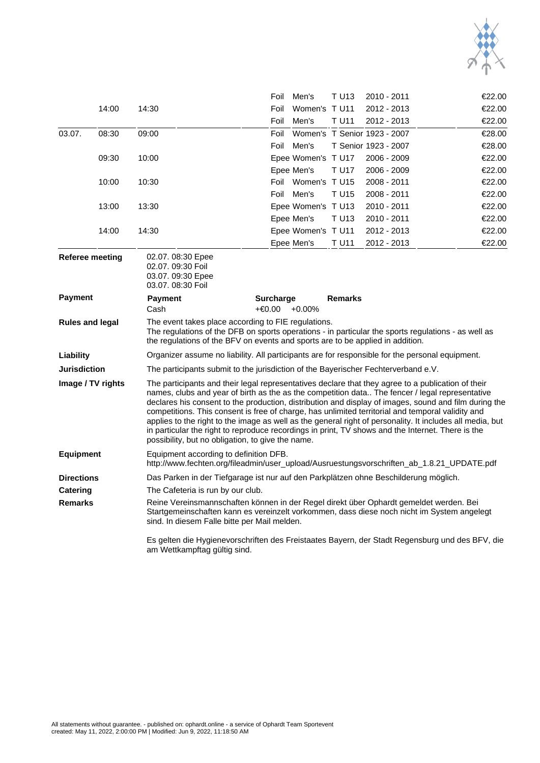| | | | | | | | | |
|---|---|---|---|---|---|---|---|---|
| | | | Foil | Men's | T U13 | 2010 - 2011 | | €22.00 |
| | 14:00 | 14:30 | Foil | Women's | T U11 | 2012 - 2013 | | €22.00 |
| | | | Foil | Men's | T U11 | 2012 - 2013 | | €22.00 |
| 03.07. | 08:30 | 09:00 | Foil | Women's | T Senior | 1923 - 2007 | | €28.00 |
| | | | Foil | Men's | T Senior | 1923 - 2007 | | €28.00 |
| | 09:30 | 10:00 | Epee | Women's | T U17 | 2006 - 2009 | | €22.00 |
| | | | Epee | Men's | T U17 | 2006 - 2009 | | €22.00 |
| | 10:00 | 10:30 | Foil | Women's | T U15 | 2008 - 2011 | | €22.00 |
| | | | Foil | Men's | T U15 | 2008 - 2011 | | €22.00 |
| | 13:00 | 13:30 | Epee | Women's | T U13 | 2010 - 2011 | | €22.00 |
| | | | Epee | Men's | T U13 | 2010 - 2011 | | €22.00 |
| | 14:00 | 14:30 | Epee | Women's | T U11 | 2012 - 2013 | | €22.00 |
| | | | Epee | Men's | T U11 | 2012 - 2013 | | €22.00 |

**Referee meeting**
02.07. 08:30 Epee
02.07. 09:30 Foil
03.07. 09:30 Epee
03.07. 08:30 Foil

**Payment**

| Payment | Surcharge | | Remarks |
|---|---|---|---|
| Cash | +€0.00 | +0.00% | |

**Rules and legal**
The event takes place according to FIE regulations.
The regulations of the DFB on sports operations - in particular the sports regulations - as well as the regulations of the BFV on events and sports are to be applied in addition.

**Liability**
Organizer assume no liability. All participants are for responsible for the personal equipment.

**Jurisdiction**
The participants submit to the jurisdiction of the Bayerischer Fechterverband e.V.

**Image / TV rights**
The participants and their legal representatives declare that they agree to a publication of their names, clubs and year of birth as the as the competition data.. The fencer / legal representative declares his consent to the production, distribution and display of images, sound and film during the competitions. This consent is free of charge, has unlimited territorial and temporal validity and applies to the right to the image as well as the general right of personality. It includes all media, but in particular the right to reproduce recordings in print, TV shows and the Internet. There is the possibility, but no obligation, to give the name.

**Equipment**
Equipment according to definition DFB.
http://www.fechten.org/fileadmin/user_upload/Ausruestungsvorschriften_ab_1.8.21_UPDATE.pdf

**Directions**
Das Parken in der Tiefgarage ist nur auf den Parkplätzen ohne Beschilderung möglich.

**Catering**
The Cafeteria is run by our club.

**Remarks**
Reine Vereinsmannschaften können in der Regel direkt über Ophardt gemeldet werden. Bei Startgemeinschaften kann es vereinzelt vorkommen, dass diese noch nicht im System angelegt sind. In diesem Falle bitte per Mail melden.

Es gelten die Hygienevorschriften des Freistaates Bayern, der Stadt Regensburg und des BFV, die am Wettkampftag gültig sind.